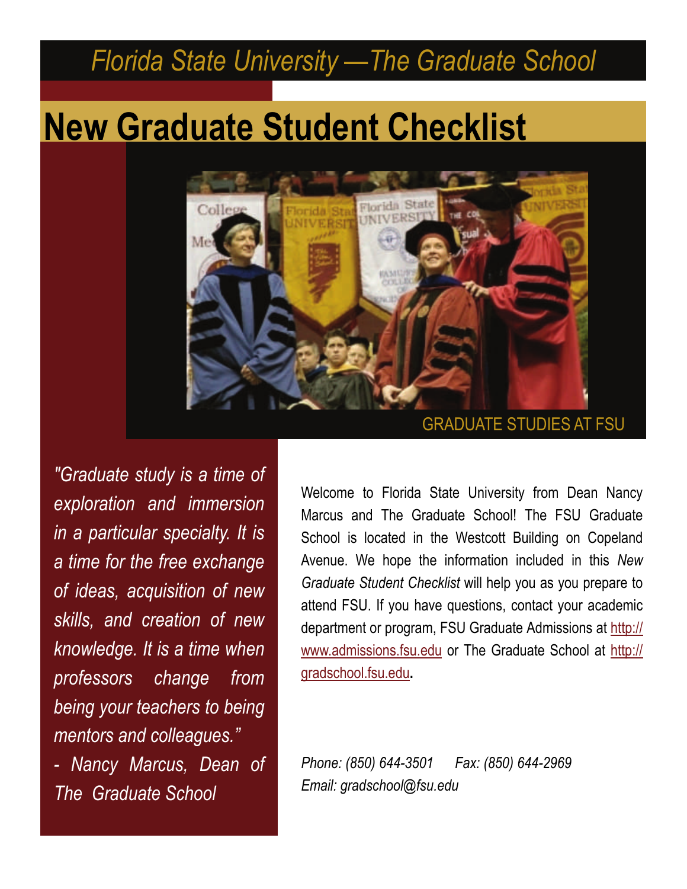Florida State University —The Graduate School

# New Graduate Student Checklist

GRADUATE STUDIES AT FSU

*"Graduate study is a time of exploration and immersion in a particular specialty. It is a time for the free exchange of ideas, acquisition of new skills, and creation of new knowledge. It is a time when professors change from being your teachers to being mentors and colleagues."*

*- Nancy Marcus, Dean of The Graduate School*

Welcome to Florida State University from Dean Nancy Marcus and The Graduate School! The FSU Graduate School is located in the Westcott Building on Copeland Avenue. We hope the information included in this *New Graduate Student Checklist* will help you as you prepare to attend FSU. If you have questions, contact your academic department or program, FSU Graduate Admissions at http://www.admissions.fsu.edu or The Graduate School at http://gradschool.fsu.edu.

*Phone: (850) 644-3501 Fax: (850) 644-2969*
*Email: gradschool@fsu.edu*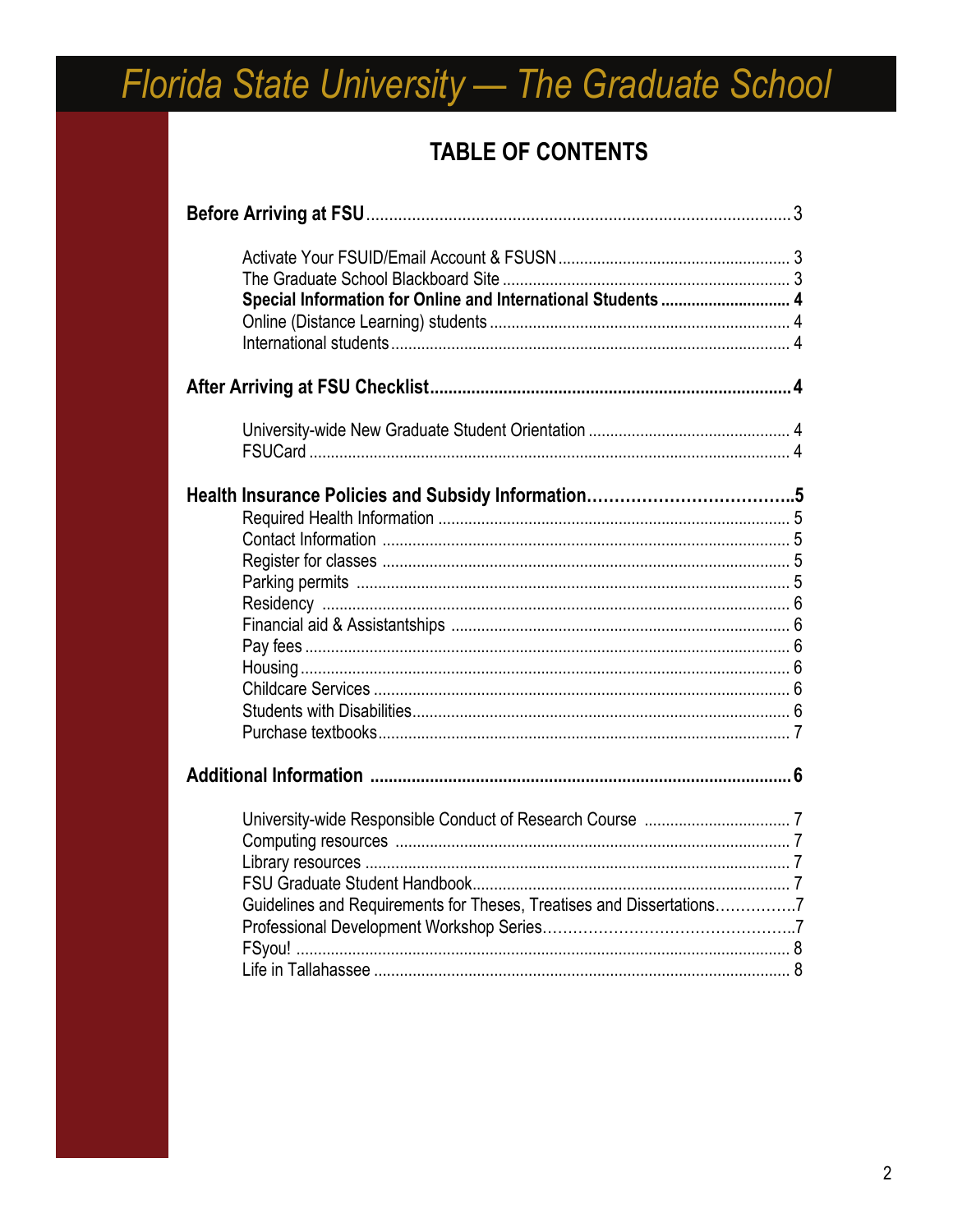# Florida State University — The Graduate School

## TABLE OF CONTENTS

**Before Arriving at FSU** ........ 3

- Activate Your FSUID/Email Account & FSUSN ........ 3
- The Graduate School Blackboard Site ........ 3
- **Special Information for Online and International Students** ........ **4**
- Online (Distance Learning) students ........ 4
- International students ........ 4

**After Arriving at FSU Checklist** ........ **4**

- University-wide New Graduate Student Orientation ........ 4
- FSUCard ........ 4

**Health Insurance Policies and Subsidy Information** ........ **5**

- Required Health Information ........ 5
- Contact Information ........ 5
- Register for classes ........ 5
- Parking permits ........ 5
- Residency ........ 6
- Financial aid & Assistantships ........ 6
- Pay fees ........ 6
- Housing ........ 6
- Childcare Services ........ 6
- Students with Disabilities ........ 6
- Purchase textbooks ........ 7

**Additional Information** ........ **6**

- University-wide Responsible Conduct of Research Course ........ 7
- Computing resources ........ 7
- Library resources ........ 7
- FSU Graduate Student Handbook ........ 7
- Guidelines and Requirements for Theses, Treatises and Dissertations ........ 7
- Professional Development Workshop Series ........ 7
- FSyou! ........ 8
- Life in Tallahassee ........ 8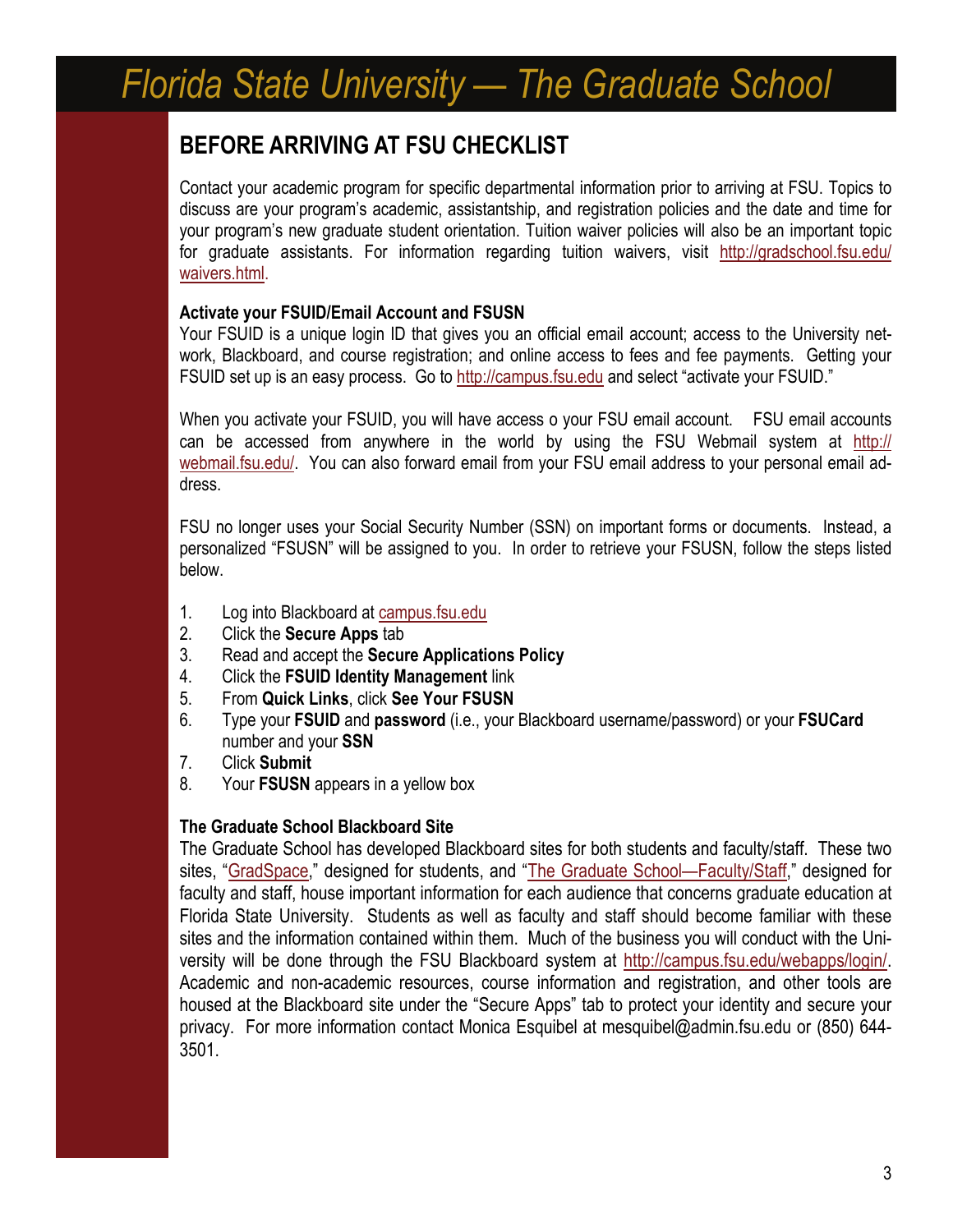# Florida State University — The Graduate School

## BEFORE ARRIVING AT FSU CHECKLIST

Contact your academic program for specific departmental information prior to arriving at FSU. Topics to discuss are your program's academic, assistantship, and registration policies and the date and time for your program's new graduate student orientation. Tuition waiver policies will also be an important topic for graduate assistants. For information regarding tuition waivers, visit http://gradschool.fsu.edu/waivers.html.

### Activate your FSUID/Email Account and FSUSN

Your FSUID is a unique login ID that gives you an official email account; access to the University network, Blackboard, and course registration; and online access to fees and fee payments. Getting your FSUID set up is an easy process. Go to http://campus.fsu.edu and select "activate your FSUID."

When you activate your FSUID, you will have access o your FSU email account. FSU email accounts can be accessed from anywhere in the world by using the FSU Webmail system at http://webmail.fsu.edu/. You can also forward email from your FSU email address to your personal email address.

FSU no longer uses your Social Security Number (SSN) on important forms or documents. Instead, a personalized "FSUSN" will be assigned to you. In order to retrieve your FSUSN, follow the steps listed below.

1. Log into Blackboard at campus.fsu.edu
2. Click the **Secure Apps** tab
3. Read and accept the **Secure Applications Policy**
4. Click the **FSUID Identity Management** link
5. From **Quick Links**, click **See Your FSUSN**
6. Type your **FSUID** and **password** (i.e., your Blackboard username/password) or your **FSUCard** number and your **SSN**
7. Click **Submit**
8. Your **FSUSN** appears in a yellow box

### The Graduate School Blackboard Site

The Graduate School has developed Blackboard sites for both students and faculty/staff. These two sites, "GradSpace," designed for students, and "The Graduate School—Faculty/Staff," designed for faculty and staff, house important information for each audience that concerns graduate education at Florida State University. Students as well as faculty and staff should become familiar with these sites and the information contained within them. Much of the business you will conduct with the University will be done through the FSU Blackboard system at http://campus.fsu.edu/webapps/login/. Academic and non-academic resources, course information and registration, and other tools are housed at the Blackboard site under the "Secure Apps" tab to protect your identity and secure your privacy. For more information contact Monica Esquibel at mesquibel@admin.fsu.edu or (850) 644-3501.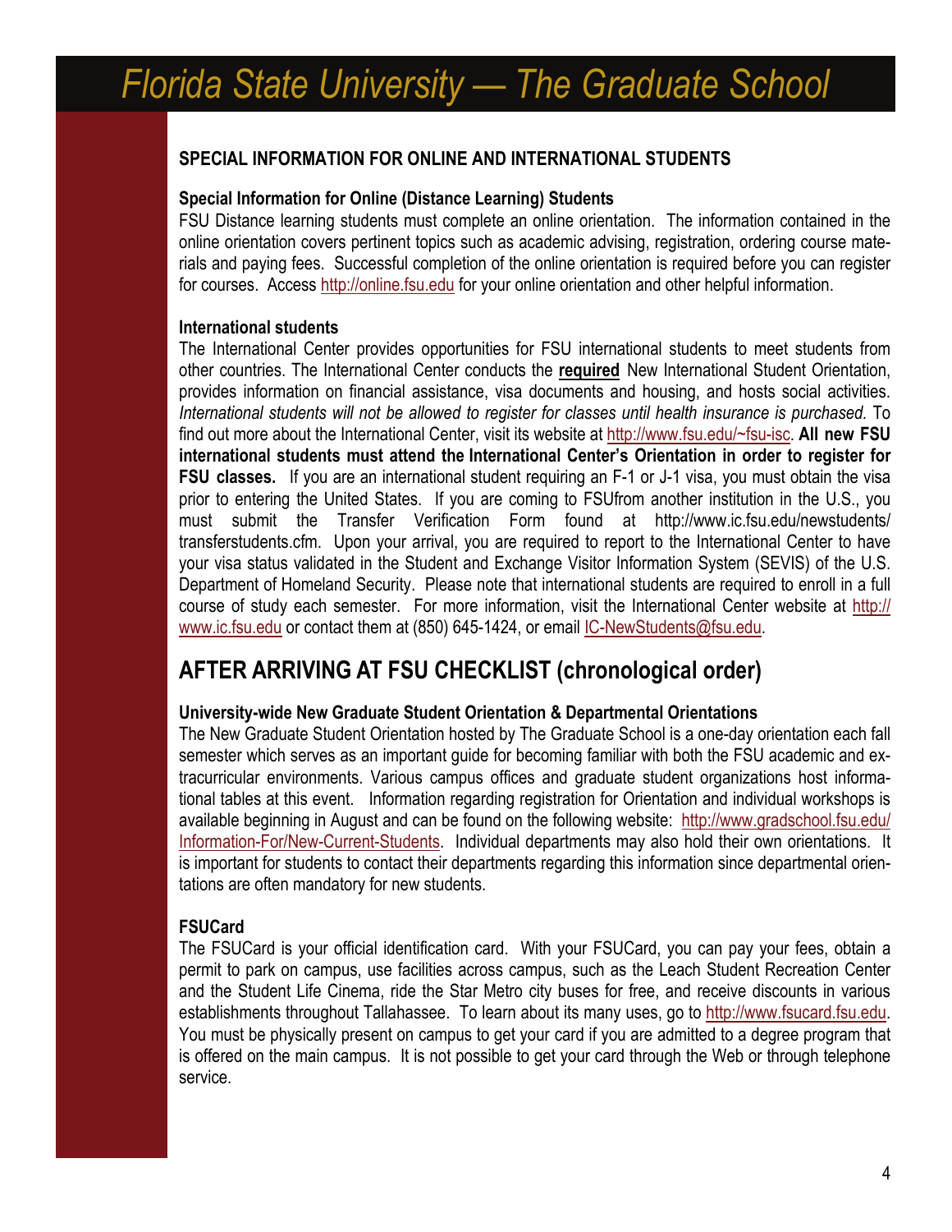## SPECIAL INFORMATION FOR ONLINE AND INTERNATIONAL STUDENTS

### Special Information for Online (Distance Learning) Students

FSU Distance learning students must complete an online orientation. The information contained in the online orientation covers pertinent topics such as academic advising, registration, ordering course materials and paying fees. Successful completion of the online orientation is required before you can register for courses. Access http://online.fsu.edu for your online orientation and other helpful information.

### International students

The International Center provides opportunities for FSU international students to meet students from other countries. The International Center conducts the **required** New International Student Orientation, provides information on financial assistance, visa documents and housing, and hosts social activities. *International students will not be allowed to register for classes until health insurance is purchased.* To find out more about the International Center, visit its website at http://www.fsu.edu/~fsu-isc. **All new FSU international students must attend the International Center's Orientation in order to register for FSU classes.** If you are an international student requiring an F-1 or J-1 visa, you must obtain the visa prior to entering the United States. If you are coming to FSUfrom another institution in the U.S., you must submit the Transfer Verification Form found at http://www.ic.fsu.edu/newstudents/transferstudents.cfm. Upon your arrival, you are required to report to the International Center to have your visa status validated in the Student and Exchange Visitor Information System (SEVIS) of the U.S. Department of Homeland Security. Please note that international students are required to enroll in a full course of study each semester. For more information, visit the International Center website at http://www.ic.fsu.edu or contact them at (850) 645-1424, or email IC-NewStudents@fsu.edu.

## AFTER ARRIVING AT FSU CHECKLIST (chronological order)

### University-wide New Graduate Student Orientation & Departmental Orientations

The New Graduate Student Orientation hosted by The Graduate School is a one-day orientation each fall semester which serves as an important guide for becoming familiar with both the FSU academic and extracurricular environments. Various campus offices and graduate student organizations host informational tables at this event. Information regarding registration for Orientation and individual workshops is available beginning in August and can be found on the following website: http://www.gradschool.fsu.edu/Information-For/New-Current-Students. Individual departments may also hold their own orientations. It is important for students to contact their departments regarding this information since departmental orientations are often mandatory for new students.

### FSUCard

The FSUCard is your official identification card. With your FSUCard, you can pay your fees, obtain a permit to park on campus, use facilities across campus, such as the Leach Student Recreation Center and the Student Life Cinema, ride the Star Metro city buses for free, and receive discounts in various establishments throughout Tallahassee. To learn about its many uses, go to http://www.fsucard.fsu.edu. You must be physically present on campus to get your card if you are admitted to a degree program that is offered on the main campus. It is not possible to get your card through the Web or through telephone service.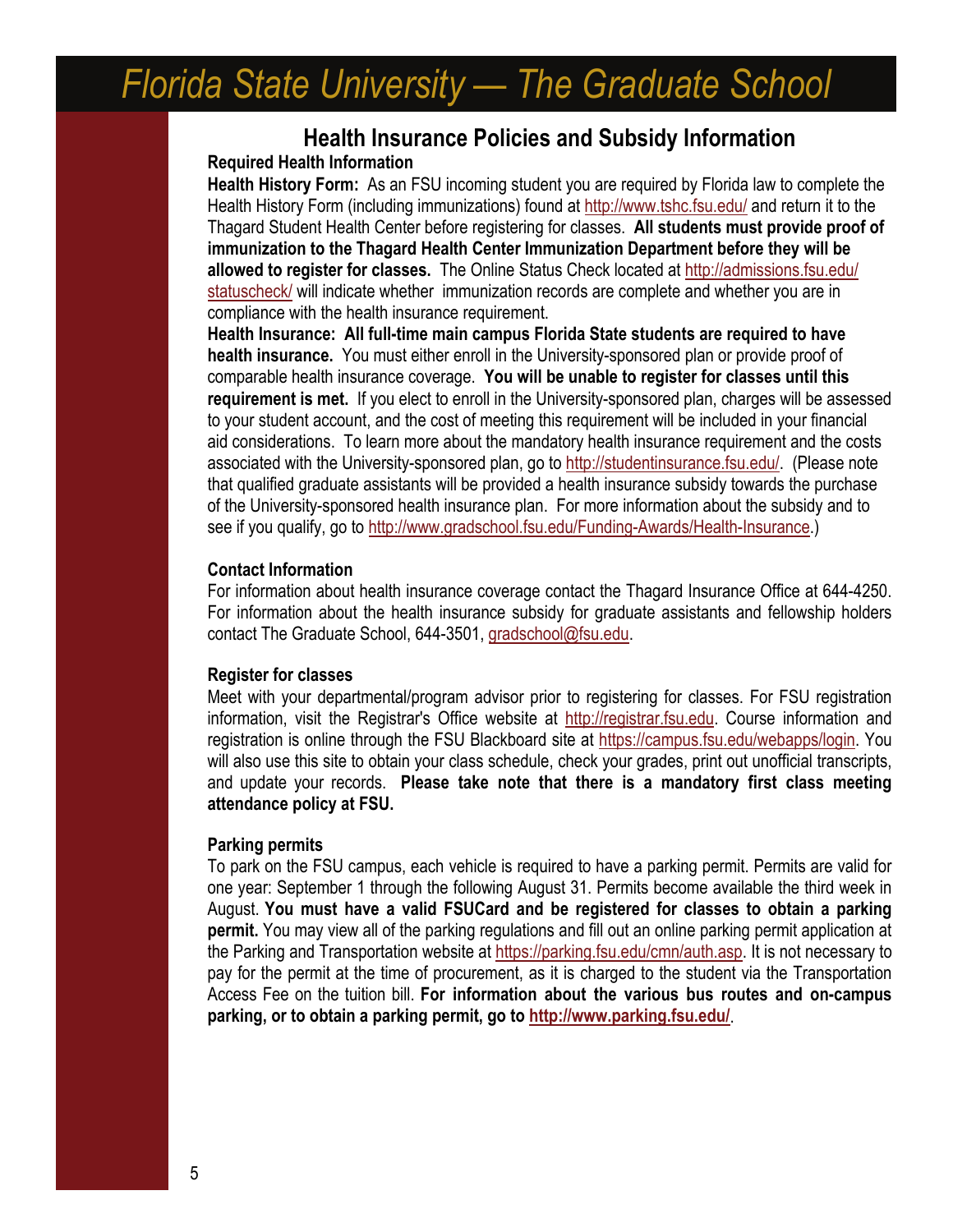# Florida State University — The Graduate School

## Health Insurance Policies and Subsidy Information

**Required Health Information**

**Health History Form:** As an FSU incoming student you are required by Florida law to complete the Health History Form (including immunizations) found at http://www.tshc.fsu.edu/ and return it to the Thagard Student Health Center before registering for classes. **All students must provide proof of immunization to the Thagard Health Center Immunization Department before they will be allowed to register for classes.** The Online Status Check located at http://admissions.fsu.edu/statuscheck/ will indicate whether immunization records are complete and whether you are in compliance with the health insurance requirement.

**Health Insurance: All full-time main campus Florida State students are required to have health insurance.** You must either enroll in the University-sponsored plan or provide proof of comparable health insurance coverage. **You will be unable to register for classes until this requirement is met.** If you elect to enroll in the University-sponsored plan, charges will be assessed to your student account, and the cost of meeting this requirement will be included in your financial aid considerations. To learn more about the mandatory health insurance requirement and the costs associated with the University-sponsored plan, go to http://studentinsurance.fsu.edu/. (Please note that qualified graduate assistants will be provided a health insurance subsidy towards the purchase of the University-sponsored health insurance plan. For more information about the subsidy and to see if you qualify, go to http://www.gradschool.fsu.edu/Funding-Awards/Health-Insurance.)

**Contact Information**

For information about health insurance coverage contact the Thagard Insurance Office at 644-4250. For information about the health insurance subsidy for graduate assistants and fellowship holders contact The Graduate School, 644-3501, gradschool@fsu.edu.

**Register for classes**

Meet with your departmental/program advisor prior to registering for classes. For FSU registration information, visit the Registrar's Office website at http://registrar.fsu.edu. Course information and registration is online through the FSU Blackboard site at https://campus.fsu.edu/webapps/login. You will also use this site to obtain your class schedule, check your grades, print out unofficial transcripts, and update your records. **Please take note that there is a mandatory first class meeting attendance policy at FSU.**

**Parking permits**

To park on the FSU campus, each vehicle is required to have a parking permit. Permits are valid for one year: September 1 through the following August 31. Permits become available the third week in August. **You must have a valid FSUCard and be registered for classes to obtain a parking permit.** You may view all of the parking regulations and fill out an online parking permit application at the Parking and Transportation website at https://parking.fsu.edu/cmn/auth.asp. It is not necessary to pay for the permit at the time of procurement, as it is charged to the student via the Transportation Access Fee on the tuition bill. **For information about the various bus routes and on-campus parking, or to obtain a parking permit, go to http://www.parking.fsu.edu/**.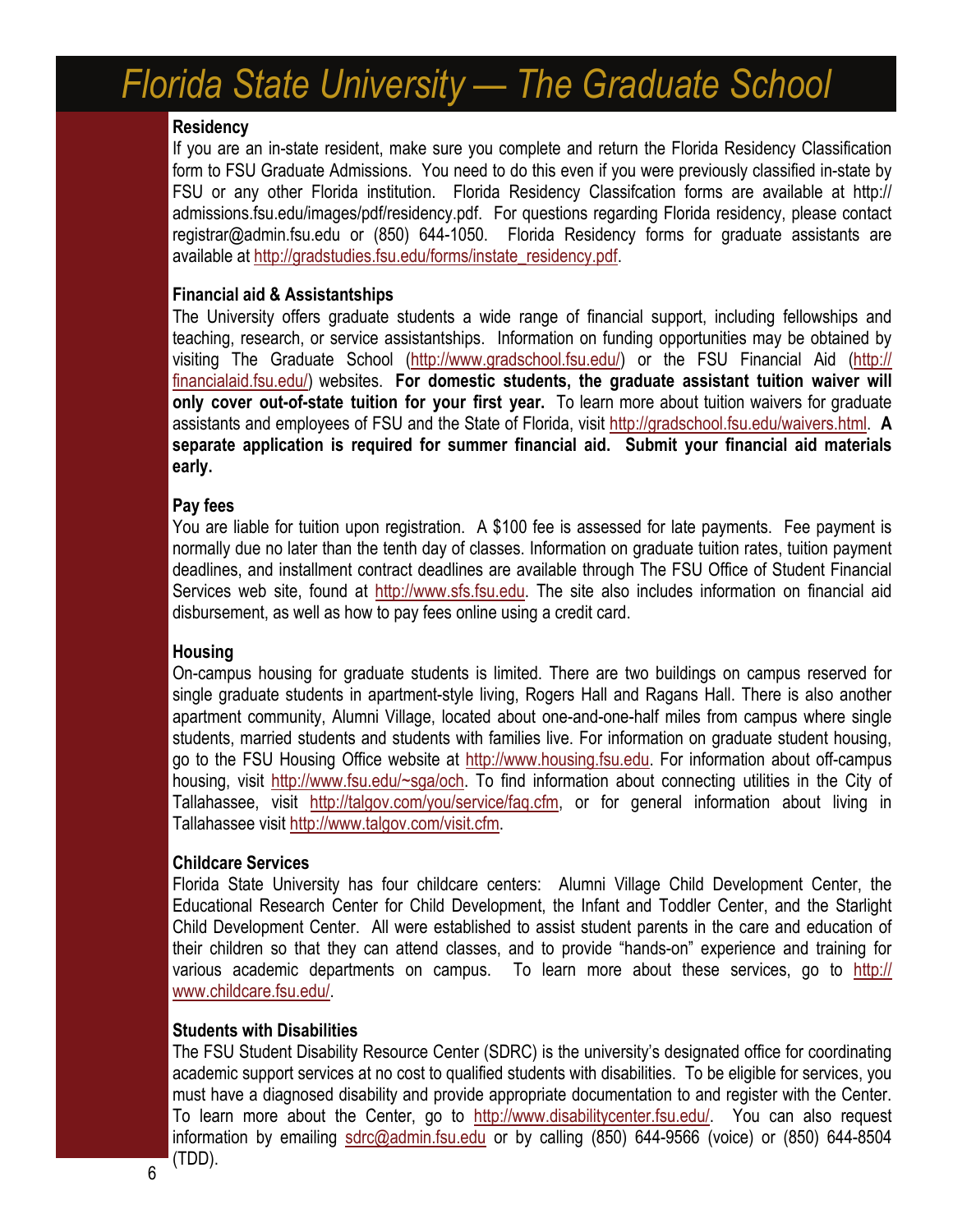## Residency

If you are an in-state resident, make sure you complete and return the Florida Residency Classification form to FSU Graduate Admissions. You need to do this even if you were previously classified in-state by FSU or any other Florida institution. Florida Residency Classifcation forms are available at http://admissions.fsu.edu/images/pdf/residency.pdf. For questions regarding Florida residency, please contact registrar@admin.fsu.edu or (850) 644-1050. Florida Residency forms for graduate assistants are available at http://gradstudies.fsu.edu/forms/instate_residency.pdf.

## Financial aid & Assistantships

The University offers graduate students a wide range of financial support, including fellowships and teaching, research, or service assistantships. Information on funding opportunities may be obtained by visiting The Graduate School (http://www.gradschool.fsu.edu/) or the FSU Financial Aid (http://financialaid.fsu.edu/) websites. **For domestic students, the graduate assistant tuition waiver will only cover out-of-state tuition for your first year.** To learn more about tuition waivers for graduate assistants and employees of FSU and the State of Florida, visit http://gradschool.fsu.edu/waivers.html. **A separate application is required for summer financial aid. Submit your financial aid materials early.**

## Pay fees

You are liable for tuition upon registration. A $100 fee is assessed for late payments. Fee payment is normally due no later than the tenth day of classes. Information on graduate tuition rates, tuition payment deadlines, and installment contract deadlines are available through The FSU Office of Student Financial Services web site, found at http://www.sfs.fsu.edu. The site also includes information on financial aid disbursement, as well as how to pay fees online using a credit card.

## Housing

On-campus housing for graduate students is limited. There are two buildings on campus reserved for single graduate students in apartment-style living, Rogers Hall and Ragans Hall. There is also another apartment community, Alumni Village, located about one-and-one-half miles from campus where single students, married students and students with families live. For information on graduate student housing, go to the FSU Housing Office website at http://www.housing.fsu.edu. For information about off-campus housing, visit http://www.fsu.edu/~sga/och. To find information about connecting utilities in the City of Tallahassee, visit http://talgov.com/you/service/faq.cfm, or for general information about living in Tallahassee visit http://www.talgov.com/visit.cfm.

## Childcare Services

Florida State University has four childcare centers: Alumni Village Child Development Center, the Educational Research Center for Child Development, the Infant and Toddler Center, and the Starlight Child Development Center. All were established to assist student parents in the care and education of their children so that they can attend classes, and to provide "hands-on" experience and training for various academic departments on campus. To learn more about these services, go to http://www.childcare.fsu.edu/.

## Students with Disabilities

The FSU Student Disability Resource Center (SDRC) is the university's designated office for coordinating academic support services at no cost to qualified students with disabilities. To be eligible for services, you must have a diagnosed disability and provide appropriate documentation to and register with the Center. To learn more about the Center, go to http://www.disabilitycenter.fsu.edu/. You can also request information by emailing sdrc@admin.fsu.edu or by calling (850) 644-9566 (voice) or (850) 644-8504 (TDD).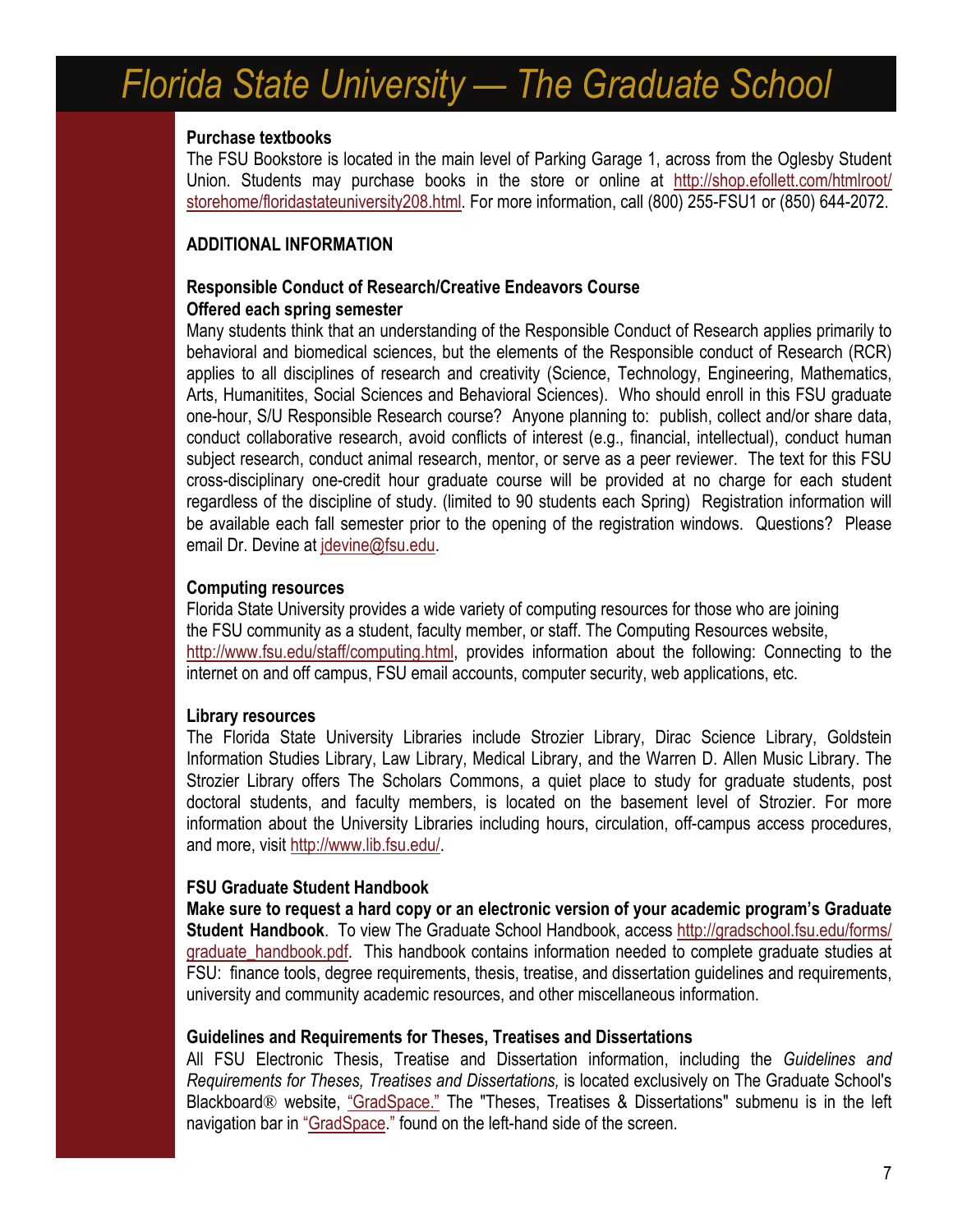# Florida State University — The Graduate School

**Purchase textbooks**

The FSU Bookstore is located in the main level of Parking Garage 1, across from the Oglesby Student Union. Students may purchase books in the store or online at http://shop.efollett.com/htmlroot/storehome/floridastateuniversity208.html. For more information, call (800) 255-FSU1 or (850) 644-2072.

**ADDITIONAL INFORMATION**

**Responsible Conduct of Research/Creative Endeavors Course**
**Offered each spring semester**

Many students think that an understanding of the Responsible Conduct of Research applies primarily to behavioral and biomedical sciences, but the elements of the Responsible conduct of Research (RCR) applies to all disciplines of research and creativity (Science, Technology, Engineering, Mathematics, Arts, Humanitites, Social Sciences and Behavioral Sciences). Who should enroll in this FSU graduate one-hour, S/U Responsible Research course? Anyone planning to: publish, collect and/or share data, conduct collaborative research, avoid conflicts of interest (e.g., financial, intellectual), conduct human subject research, conduct animal research, mentor, or serve as a peer reviewer. The text for this FSU cross-disciplinary one-credit hour graduate course will be provided at no charge for each student regardless of the discipline of study. (limited to 90 students each Spring) Registration information will be available each fall semester prior to the opening of the registration windows. Questions? Please email Dr. Devine at jdevine@fsu.edu.

**Computing resources**

Florida State University provides a wide variety of computing resources for those who are joining the FSU community as a student, faculty member, or staff. The Computing Resources website, http://www.fsu.edu/staff/computing.html, provides information about the following: Connecting to the internet on and off campus, FSU email accounts, computer security, web applications, etc.

**Library resources**

The Florida State University Libraries include Strozier Library, Dirac Science Library, Goldstein Information Studies Library, Law Library, Medical Library, and the Warren D. Allen Music Library. The Strozier Library offers The Scholars Commons, a quiet place to study for graduate students, post doctoral students, and faculty members, is located on the basement level of Strozier. For more information about the University Libraries including hours, circulation, off-campus access procedures, and more, visit http://www.lib.fsu.edu/.

**FSU Graduate Student Handbook**

**Make sure to request a hard copy or an electronic version of your academic program's Graduate Student Handbook**. To view The Graduate School Handbook, access http://gradschool.fsu.edu/forms/graduate_handbook.pdf. This handbook contains information needed to complete graduate studies at FSU: finance tools, degree requirements, thesis, treatise, and dissertation guidelines and requirements, university and community academic resources, and other miscellaneous information.

**Guidelines and Requirements for Theses, Treatises and Dissertations**

All FSU Electronic Thesis, Treatise and Dissertation information, including the *Guidelines and Requirements for Theses, Treatises and Dissertations,* is located exclusively on The Graduate School's Blackboard® website, "GradSpace." The "Theses, Treatises & Dissertations" submenu is in the left navigation bar in "GradSpace." found on the left-hand side of the screen.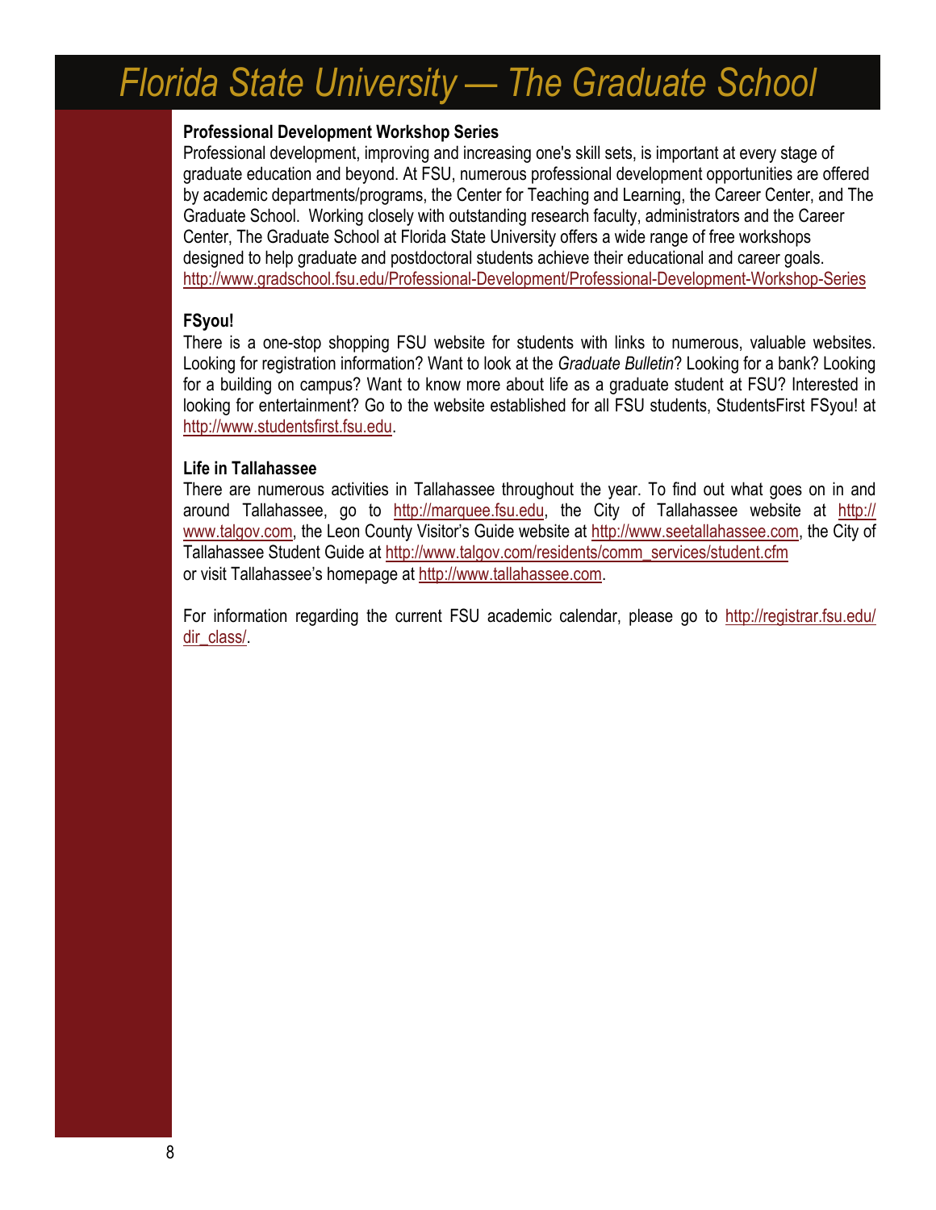**Professional Development Workshop Series**

Professional development, improving and increasing one's skill sets, is important at every stage of graduate education and beyond. At FSU, numerous professional development opportunities are offered by academic departments/programs, the Center for Teaching and Learning, the Career Center, and The Graduate School. Working closely with outstanding research faculty, administrators and the Career Center, The Graduate School at Florida State University offers a wide range of free workshops designed to help graduate and postdoctoral students achieve their educational and career goals. http://www.gradschool.fsu.edu/Professional-Development/Professional-Development-Workshop-Series

**FSyou!**

There is a one-stop shopping FSU website for students with links to numerous, valuable websites. Looking for registration information? Want to look at the *Graduate Bulletin*? Looking for a bank? Looking for a building on campus? Want to know more about life as a graduate student at FSU? Interested in looking for entertainment? Go to the website established for all FSU students, StudentsFirst FSyou! at http://www.studentsfirst.fsu.edu.

**Life in Tallahassee**

There are numerous activities in Tallahassee throughout the year. To find out what goes on in and around Tallahassee, go to http://marquee.fsu.edu, the City of Tallahassee website at http://www.talgov.com, the Leon County Visitor's Guide website at http://www.seetallahassee.com, the City of Tallahassee Student Guide at http://www.talgov.com/residents/comm_services/student.cfm or visit Tallahassee's homepage at http://www.tallahassee.com.

For information regarding the current FSU academic calendar, please go to http://registrar.fsu.edu/dir_class/.